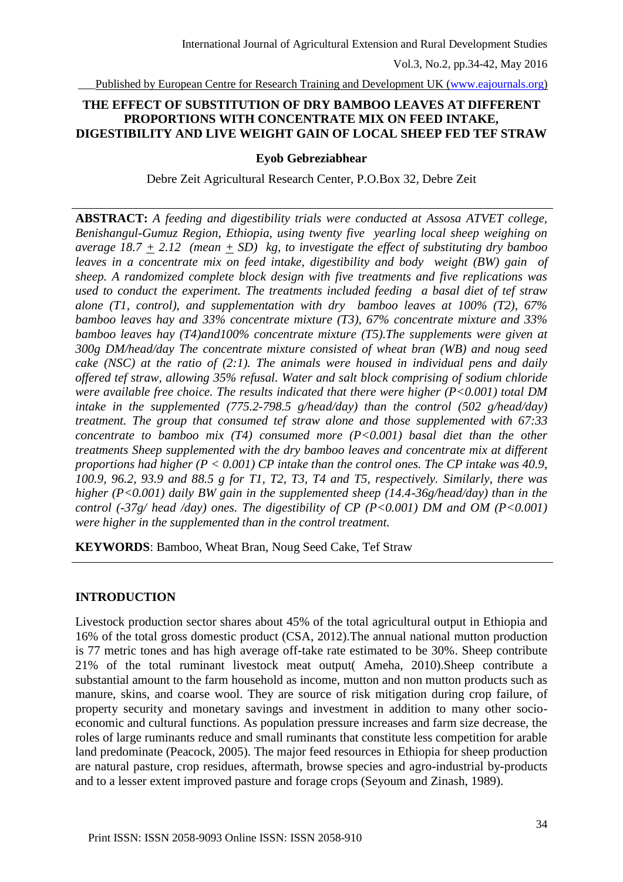# THE EFFECT OF SUBSTITUTION OF DRY BAMBOO LEAVES AT DIFFERENT PROPORTIONS WITH CONCENTRATE MIX ON FEED INTAKE, DIGESTIBILITY AND LIVE WEIGHT GAIN OF LOCAL SHEEP FED TEF STRAW

**Eyob Gebreziabhear**

Debre Zeit Agricultural Research Center, P.O.Box 32, Debre Zeit

---

**ABSTRACT:** *A feeding and digestibility trials were conducted at Assosa ATVET college, Benishangul-Gumuz Region, Ethiopia, using twenty five yearling local sheep weighing on average 18.7 ± 2.12 (mean ± SD) kg, to investigate the effect of substituting dry bamboo leaves in a concentrate mix on feed intake, digestibility and body weight (BW) gain of sheep. A randomized complete block design with five treatments and five replications was used to conduct the experiment. The treatments included feeding a basal diet of tef straw alone (T1, control), and supplementation with dry bamboo leaves at 100% (T2), 67% bamboo leaves hay and 33% concentrate mixture (T3), 67% concentrate mixture and 33% bamboo leaves hay (T4)and100% concentrate mixture (T5).The supplements were given at 300g DM/head/day The concentrate mixture consisted of wheat bran (WB) and noug seed cake (NSC) at the ratio of (2:1). The animals were housed in individual pens and daily offered tef straw, allowing 35% refusal. Water and salt block comprising of sodium chloride were available free choice. The results indicated that there were higher (P<0.001) total DM intake in the supplemented (775.2-798.5 g/head/day) than the control (502 g/head/day) treatment. The group that consumed tef straw alone and those supplemented with 67:33 concentrate to bamboo mix (T4) consumed more (P<0.001) basal diet than the other treatments Sheep supplemented with the dry bamboo leaves and concentrate mix at different proportions had higher (P < 0.001) CP intake than the control ones. The CP intake was 40.9, 100.9, 96.2, 93.9 and 88.5 g for T1, T2, T3, T4 and T5, respectively. Similarly, there was higher (P<0.001) daily BW gain in the supplemented sheep (14.4-36g/head/day) than in the control (-37g/ head /day) ones. The digestibility of CP (P<0.001) DM and OM (P<0.001) were higher in the supplemented than in the control treatment.*

**KEYWORDS**: Bamboo, Wheat Bran, Noug Seed Cake, Tef Straw

---

## INTRODUCTION

Livestock production sector shares about 45% of the total agricultural output in Ethiopia and 16% of the total gross domestic product (CSA, 2012).The annual national mutton production is 77 metric tones and has high average off-take rate estimated to be 30%. Sheep contribute 21% of the total ruminant livestock meat output( Ameha, 2010).Sheep contribute a substantial amount to the farm household as income, mutton and non mutton products such as manure, skins, and coarse wool. They are source of risk mitigation during crop failure, of property security and monetary savings and investment in addition to many other socio-economic and cultural functions. As population pressure increases and farm size decrease, the roles of large ruminants reduce and small ruminants that constitute less competition for arable land predominate (Peacock, 2005). The major feed resources in Ethiopia for sheep production are natural pasture, crop residues, aftermath, browse species and agro-industrial by-products and to a lesser extent improved pasture and forage crops (Seyoum and Zinash, 1989).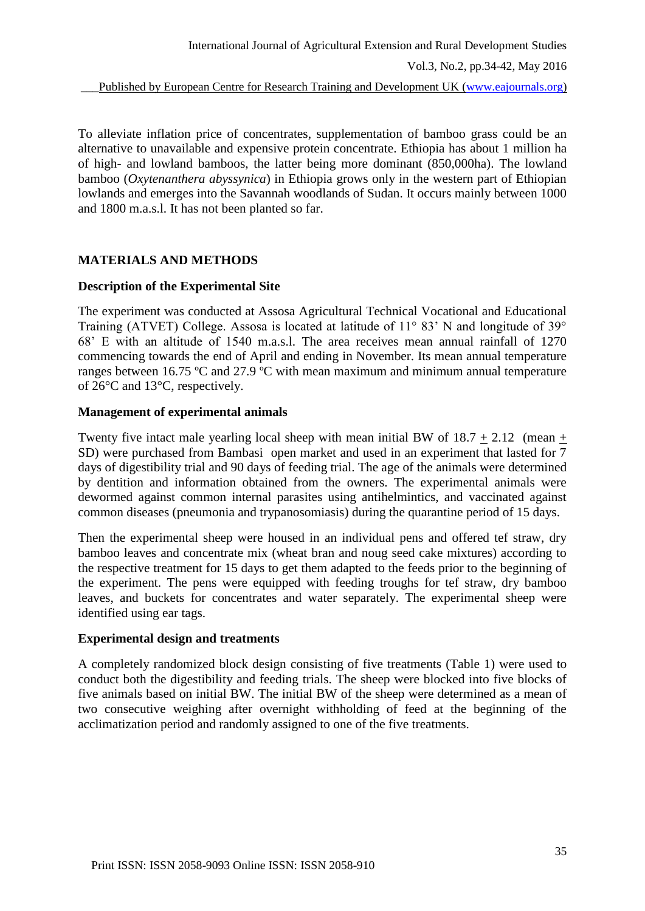To alleviate inflation price of concentrates, supplementation of bamboo grass could be an alternative to unavailable and expensive protein concentrate. Ethiopia has about 1 million ha of high- and lowland bamboos, the latter being more dominant (850,000ha). The lowland bamboo (*Oxytenanthera abyssynica*) in Ethiopia grows only in the western part of Ethiopian lowlands and emerges into the Savannah woodlands of Sudan. It occurs mainly between 1000 and 1800 m.a.s.l. It has not been planted so far.

## MATERIALS AND METHODS

### Description of the Experimental Site

The experiment was conducted at Assosa Agricultural Technical Vocational and Educational Training (ATVET) College. Assosa is located at latitude of 11° 83' N and longitude of 39° 68' E with an altitude of 1540 m.a.s.l. The area receives mean annual rainfall of 1270 commencing towards the end of April and ending in November. Its mean annual temperature ranges between 16.75 ºC and 27.9 ºC with mean maximum and minimum annual temperature of 26°C and 13°C, respectively.

### Management of experimental animals

Twenty five intact male yearling local sheep with mean initial BW of 18.7 $\pm$ 2.12 (mean $\pm$ SD) were purchased from Bambasi open market and used in an experiment that lasted for 7 days of digestibility trial and 90 days of feeding trial. The age of the animals were determined by dentition and information obtained from the owners. The experimental animals were dewormed against common internal parasites using antihelmintics, and vaccinated against common diseases (pneumonia and trypanosomiasis) during the quarantine period of 15 days.

Then the experimental sheep were housed in an individual pens and offered tef straw, dry bamboo leaves and concentrate mix (wheat bran and noug seed cake mixtures) according to the respective treatment for 15 days to get them adapted to the feeds prior to the beginning of the experiment. The pens were equipped with feeding troughs for tef straw, dry bamboo leaves, and buckets for concentrates and water separately. The experimental sheep were identified using ear tags.

### Experimental design and treatments

A completely randomized block design consisting of five treatments (Table 1) were used to conduct both the digestibility and feeding trials. The sheep were blocked into five blocks of five animals based on initial BW. The initial BW of the sheep were determined as a mean of two consecutive weighing after overnight withholding of feed at the beginning of the acclimatization period and randomly assigned to one of the five treatments.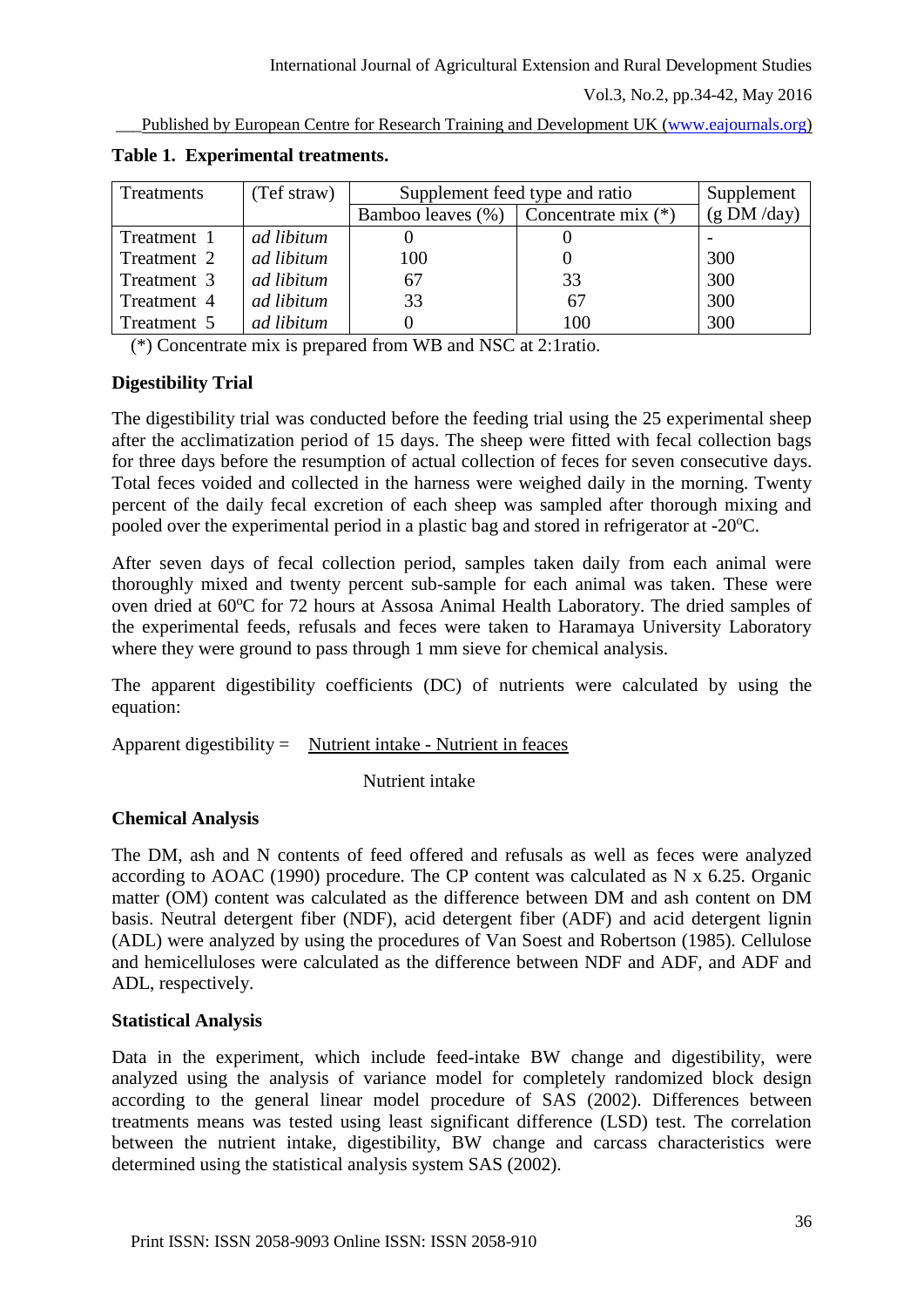**Table 1. Experimental treatments.**

| Treatments | (Tef straw) | Supplement feed type and ratio | | Supplement (g DM /day) |
|---|---|---|---|---|
| | | Bamboo leaves (%) | Concentrate mix (*) | |
| Treatment 1 | *ad libitum* | 0 | 0 | - |
| Treatment 2 | *ad libitum* | 100 | 0 | 300 |
| Treatment 3 | *ad libitum* | 67 | 33 | 300 |
| Treatment 4 | *ad libitum* | 33 | 67 | 300 |
| Treatment 5 | *ad libitum* | 0 | 100 | 300 |

(*) Concentrate mix is prepared from WB and NSC at 2:1ratio.

**Digestibility Trial**

The digestibility trial was conducted before the feeding trial using the 25 experimental sheep after the acclimatization period of 15 days. The sheep were fitted with fecal collection bags for three days before the resumption of actual collection of feces for seven consecutive days. Total feces voided and collected in the harness were weighed daily in the morning. Twenty percent of the daily fecal excretion of each sheep was sampled after thorough mixing and pooled over the experimental period in a plastic bag and stored in refrigerator at -20$^{o}$C.

After seven days of fecal collection period, samples taken daily from each animal were thoroughly mixed and twenty percent sub-sample for each animal was taken. These were oven dried at 60$^{o}$C for 72 hours at Assosa Animal Health Laboratory. The dried samples of the experimental feeds, refusals and feces were taken to Haramaya University Laboratory where they were ground to pass through 1 mm sieve for chemical analysis.

The apparent digestibility coefficients (DC) of nutrients were calculated by using the equation:

$$\text{Apparent digestibility} = \frac{\text{Nutrient intake - Nutrient in feaces}}{\text{Nutrient intake}}$$

**Chemical Analysis**

The DM, ash and N contents of feed offered and refusals as well as feces were analyzed according to AOAC (1990) procedure. The CP content was calculated as N x 6.25. Organic matter (OM) content was calculated as the difference between DM and ash content on DM basis. Neutral detergent fiber (NDF), acid detergent fiber (ADF) and acid detergent lignin (ADL) were analyzed by using the procedures of Van Soest and Robertson (1985). Cellulose and hemicelluloses were calculated as the difference between NDF and ADF, and ADF and ADL, respectively.

**Statistical Analysis**

Data in the experiment, which include feed-intake BW change and digestibility, were analyzed using the analysis of variance model for completely randomized block design according to the general linear model procedure of SAS (2002). Differences between treatments means was tested using least significant difference (LSD) test. The correlation between the nutrient intake, digestibility, BW change and carcass characteristics were determined using the statistical analysis system SAS (2002).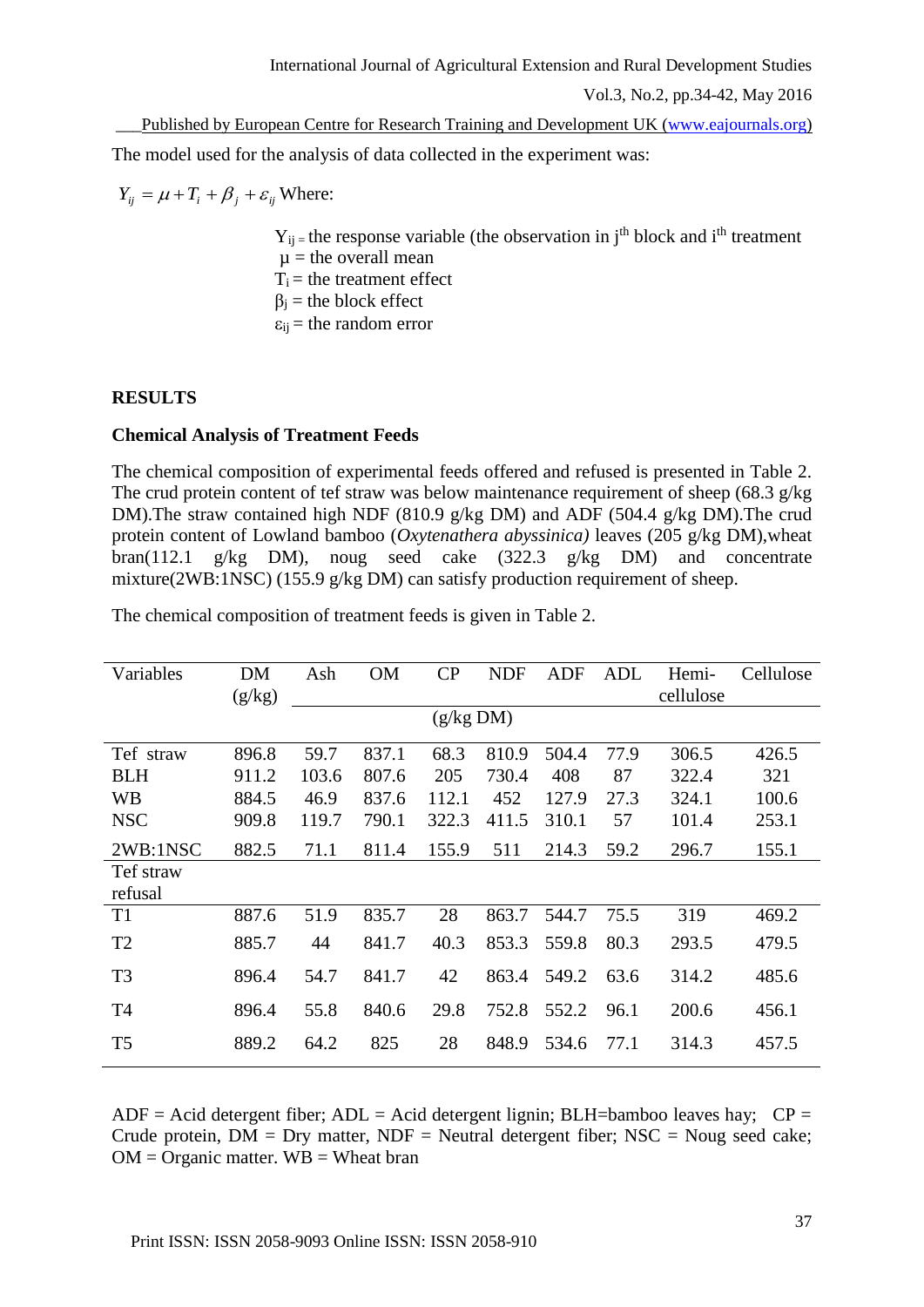The model used for the analysis of data collected in the experiment was:

$Y_{ij} = \mu + T_i + \beta_j + \varepsilon_{ij}$ Where:

$Y_{ij}$ = the response variable (the observation in $j^{th}$ block and $i^{th}$ treatment
$\mu$ = the overall mean
$T_i$ = the treatment effect
$\beta_j$ = the block effect
$\varepsilon_{ij}$ = the random error

## RESULTS

### Chemical Analysis of Treatment Feeds

The chemical composition of experimental feeds offered and refused is presented in Table 2. The crud protein content of tef straw was below maintenance requirement of sheep (68.3 g/kg DM).The straw contained high NDF (810.9 g/kg DM) and ADF (504.4 g/kg DM).The crud protein content of Lowland bamboo (*Oxytenathera abyssinica)* leaves (205 g/kg DM),wheat bran(112.1 g/kg DM), noug seed cake (322.3 g/kg DM) and concentrate mixture(2WB:1NSC) (155.9 g/kg DM) can satisfy production requirement of sheep.

The chemical composition of treatment feeds is given in Table 2.

| Variables | DM (g/kg) | Ash | OM | CP | NDF | ADF | ADL | Hemi-cellulose | Cellulose |
|---|---|---|---|---|---|---|---|---|---|
| | | (g/kg DM) | | | | | | | |
| Tef straw | 896.8 | 59.7 | 837.1 | 68.3 | 810.9 | 504.4 | 77.9 | 306.5 | 426.5 |
| BLH | 911.2 | 103.6 | 807.6 | 205 | 730.4 | 408 | 87 | 322.4 | 321 |
| WB | 884.5 | 46.9 | 837.6 | 112.1 | 452 | 127.9 | 27.3 | 324.1 | 100.6 |
| NSC | 909.8 | 119.7 | 790.1 | 322.3 | 411.5 | 310.1 | 57 | 101.4 | 253.1 |
| 2WB:1NSC | 882.5 | 71.1 | 811.4 | 155.9 | 511 | 214.3 | 59.2 | 296.7 | 155.1 |
| Tef straw refusal | | | | | | | | | |
| T1 | 887.6 | 51.9 | 835.7 | 28 | 863.7 | 544.7 | 75.5 | 319 | 469.2 |
| T2 | 885.7 | 44 | 841.7 | 40.3 | 853.3 | 559.8 | 80.3 | 293.5 | 479.5 |
| T3 | 896.4 | 54.7 | 841.7 | 42 | 863.4 | 549.2 | 63.6 | 314.2 | 485.6 |
| T4 | 896.4 | 55.8 | 840.6 | 29.8 | 752.8 | 552.2 | 96.1 | 200.6 | 456.1 |
| T5 | 889.2 | 64.2 | 825 | 28 | 848.9 | 534.6 | 77.1 | 314.3 | 457.5 |

ADF = Acid detergent fiber; ADL = Acid detergent lignin; BLH=bamboo leaves hay; CP = Crude protein, DM = Dry matter, NDF = Neutral detergent fiber; NSC = Noug seed cake; OM = Organic matter. WB = Wheat bran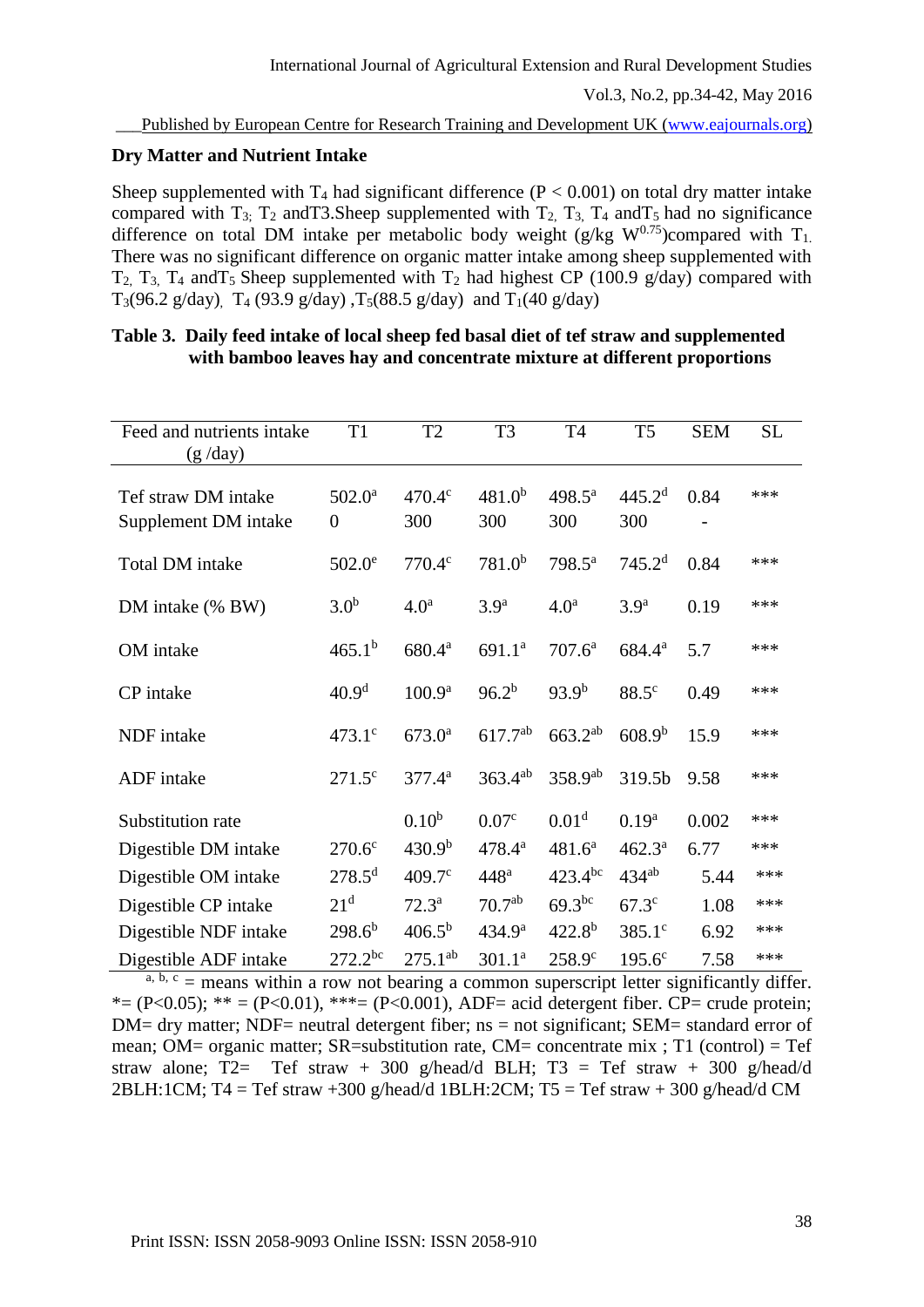## Dry Matter and Nutrient Intake

Sheep supplemented with $T_4$ had significant difference ($P < 0.001$) on total dry matter intake compared with $T_3$; $T_2$ andT3.Sheep supplemented with $T_2$, $T_3$, $T_4$ and$T_5$ had no significance difference on total DM intake per metabolic body weight (g/kg $W^{0.75}$)compared with $T_1$. There was no significant difference on organic matter intake among sheep supplemented with $T_2$, $T_3$, $T_4$ and$T_5$ Sheep supplemented with $T_2$ had highest CP (100.9 g/day) compared with $T_3$(96.2 g/day), $T_4$ (93.9 g/day) ,$T_5$(88.5 g/day) and $T_1$(40 g/day)

**Table 3. Daily feed intake of local sheep fed basal diet of tef straw and supplemented with bamboo leaves hay and concentrate mixture at different proportions**

| Feed and nutrients intake (g /day) | T1 | T2 | T3 | T4 | T5 | SEM | SL |
|---|---|---|---|---|---|---|---|
| Tef straw DM intake | 502.0$^{a}$ | 470.4$^{c}$ | 481.0$^{b}$ | 498.5$^{a}$ | 445.2$^{d}$ | 0.84 | *** |
| Supplement DM intake | 0 | 300 | 300 | 300 | 300 | - | |
| Total DM intake | 502.0$^{e}$ | 770.4$^{c}$ | 781.0$^{b}$ | 798.5$^{a}$ | 745.2$^{d}$ | 0.84 | *** |
| DM intake (% BW) | 3.0$^{b}$ | 4.0$^{a}$ | 3.9$^{a}$ | 4.0$^{a}$ | 3.9$^{a}$ | 0.19 | *** |
| OM intake | 465.1$^{b}$ | 680.4$^{a}$ | 691.1$^{a}$ | 707.6$^{a}$ | 684.4$^{a}$ | 5.7 | *** |
| CP intake | 40.9$^{d}$ | 100.9$^{a}$ | 96.2$^{b}$ | 93.9$^{b}$ | 88.5$^{c}$ | 0.49 | *** |
| NDF intake | 473.1$^{c}$ | 673.0$^{a}$ | 617.7$^{ab}$ | 663.2$^{ab}$ | 608.9$^{b}$ | 15.9 | *** |
| ADF intake | 271.5$^{c}$ | 377.4$^{a}$ | 363.4$^{ab}$ | 358.9$^{ab}$ | 319.5b | 9.58 | *** |
| Substitution rate | | 0.10$^{b}$ | 0.07$^{c}$ | 0.01$^{d}$ | 0.19$^{a}$ | 0.002 | *** |
| Digestible DM intake | 270.6$^{c}$ | 430.9$^{b}$ | 478.4$^{a}$ | 481.6$^{a}$ | 462.3$^{a}$ | 6.77 | *** |
| Digestible OM intake | 278.5$^{d}$ | 409.7$^{c}$ | 448$^{a}$ | 423.4$^{bc}$ | 434$^{ab}$ | 5.44 | *** |
| Digestible CP intake | 21$^{d}$ | 72.3$^{a}$ | 70.7$^{ab}$ | 69.3$^{bc}$ | 67.3$^{c}$ | 1.08 | *** |
| Digestible NDF intake | 298.6$^{b}$ | 406.5$^{b}$ | 434.9$^{a}$ | 422.8$^{b}$ | 385.1$^{c}$ | 6.92 | *** |
| Digestible ADF intake | 272.2$^{bc}$ | 275.1$^{ab}$ | 301.1$^{a}$ | 258.9$^{c}$ | 195.6$^{c}$ | 7.58 | *** |

a, b, c = means within a row not bearing a common superscript letter significantly differ. *= (P<0.05); ** = (P<0.01), ***= (P<0.001), ADF= acid detergent fiber. CP= crude protein; DM= dry matter; NDF= neutral detergent fiber; ns = not significant; SEM= standard error of mean; OM= organic matter; SR=substitution rate, CM= concentrate mix ; T1 (control) = Tef straw alone; T2= Tef straw + 300 g/head/d BLH; T3 = Tef straw + 300 g/head/d 2BLH:1CM; T4 = Tef straw +300 g/head/d 1BLH:2CM; T5 = Tef straw + 300 g/head/d CM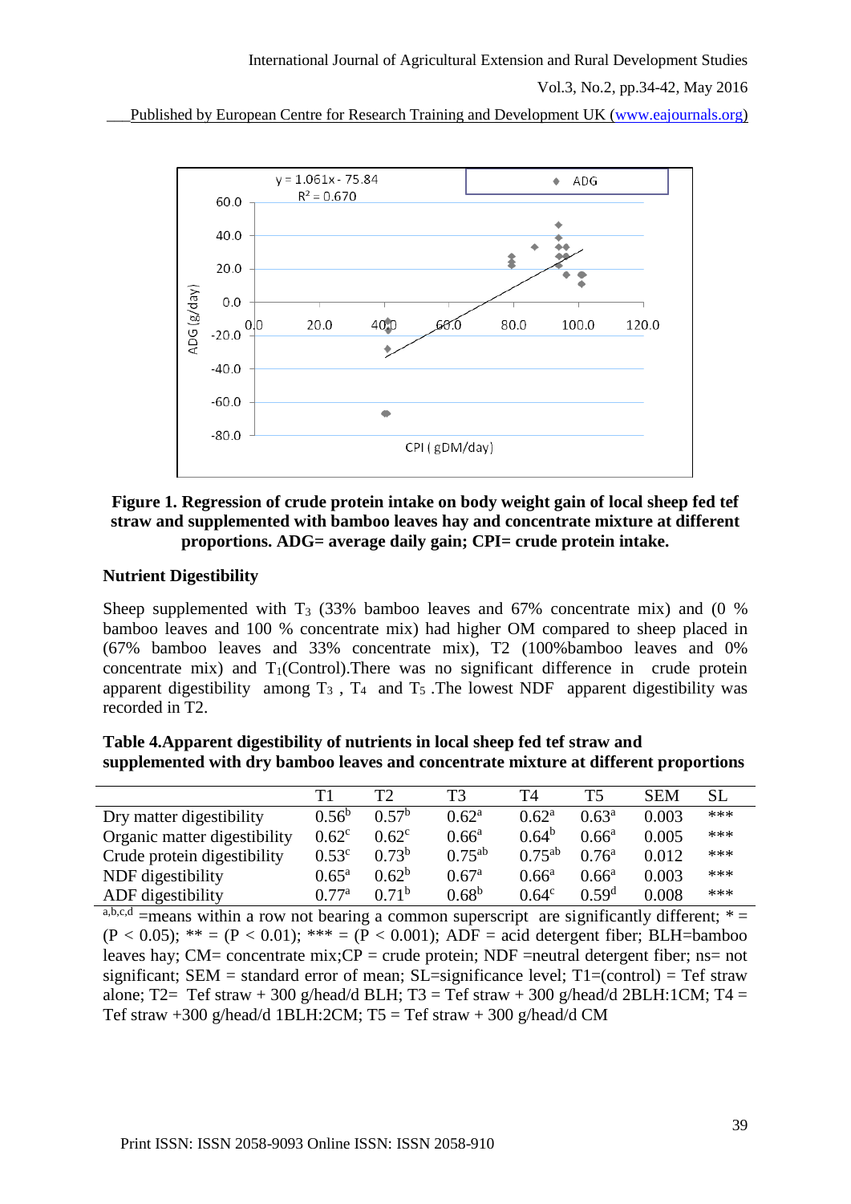**Figure 1. Regression of crude protein intake on body weight gain of local sheep fed tef straw and supplemented with bamboo leaves hay and concentrate mixture at different proportions. ADG= average daily gain; CPI= crude protein intake.**

### Nutrient Digestibility

Sheep supplemented with $T_3$ (33% bamboo leaves and 67% concentrate mix) and (0 % bamboo leaves and 100 % concentrate mix) had higher OM compared to sheep placed in (67% bamboo leaves and 33% concentrate mix), T2 (100%bamboo leaves and 0% concentrate mix) and $T_1$(Control).There was no significant difference in crude protein apparent digestibility among $T_3$ , $T_4$ and $T_5$ .The lowest NDF apparent digestibility was recorded in T2.

**Table 4.Apparent digestibility of nutrients in local sheep fed tef straw and supplemented with dry bamboo leaves and concentrate mixture at different proportions**

| | T1 | T2 | T3 | T4 | T5 | SEM | SL |
|---|---|---|---|---|---|---|---|
| Dry matter digestibility | $0.56^{b}$ | $0.57^{b}$ | $0.62^{a}$ | $0.62^{a}$ | $0.63^{a}$ | 0.003 | *** |
| Organic matter digestibility | $0.62^{c}$ | $0.62^{c}$ | $0.66^{a}$ | $0.64^{b}$ | $0.66^{a}$ | 0.005 | *** |
| Crude protein digestibility | $0.53^{c}$ | $0.73^{b}$ | $0.75^{ab}$ | $0.75^{ab}$ | $0.76^{a}$ | 0.012 | *** |
| NDF digestibility | $0.65^{a}$ | $0.62^{b}$ | $0.67^{a}$ | $0.66^{a}$ | $0.66^{a}$ | 0.003 | *** |
| ADF digestibility | $0.77^{a}$ | $0.71^{b}$ | $0.68^{b}$ | $0.64^{c}$ | $0.59^{d}$ | 0.008 | *** |

$^{a,b,c,d}$ =means within a row not bearing a common superscript are significantly different; * = (P < 0.05); ** = (P < 0.01); *** = (P < 0.001); ADF = acid detergent fiber; BLH=bamboo leaves hay; CM= concentrate mix;CP = crude protein; NDF =neutral detergent fiber; ns= not significant; SEM = standard error of mean; SL=significance level; T1=(control) = Tef straw alone; T2= Tef straw + 300 g/head/d BLH; T3 = Tef straw + 300 g/head/d 2BLH:1CM; T4 = Tef straw +300 g/head/d 1BLH:2CM; T5 = Tef straw + 300 g/head/d CM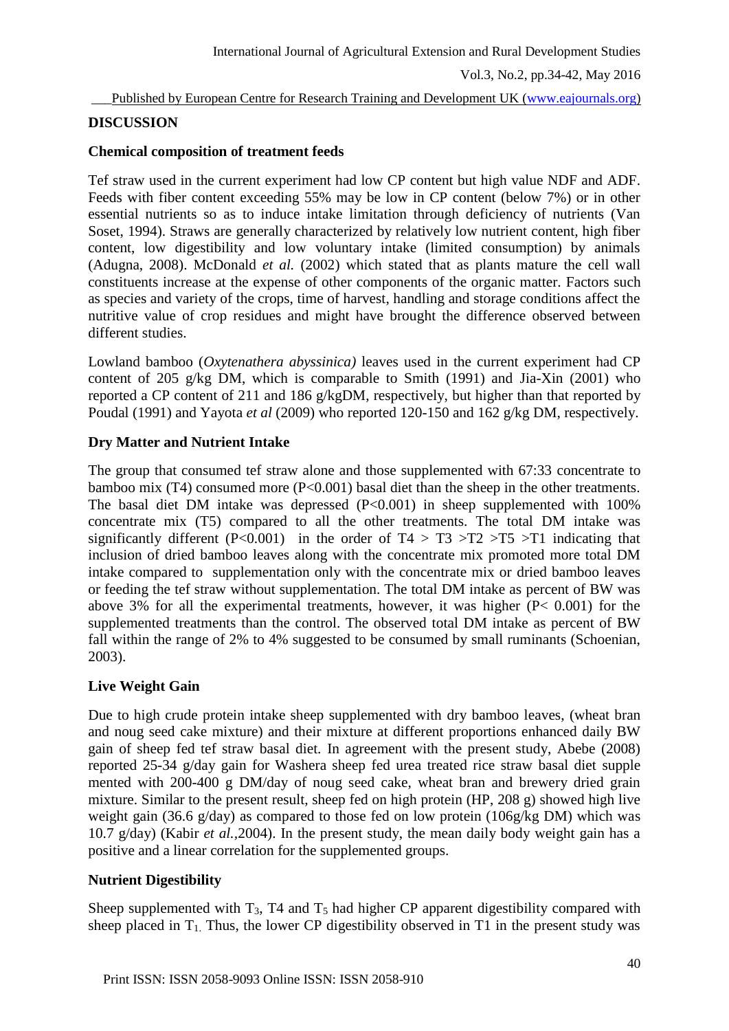## DISCUSSION

### Chemical composition of treatment feeds

Tef straw used in the current experiment had low CP content but high value NDF and ADF. Feeds with fiber content exceeding 55% may be low in CP content (below 7%) or in other essential nutrients so as to induce intake limitation through deficiency of nutrients (Van Soset, 1994). Straws are generally characterized by relatively low nutrient content, high fiber content, low digestibility and low voluntary intake (limited consumption) by animals (Adugna, 2008). McDonald *et al.* (2002) which stated that as plants mature the cell wall constituents increase at the expense of other components of the organic matter. Factors such as species and variety of the crops, time of harvest, handling and storage conditions affect the nutritive value of crop residues and might have brought the difference observed between different studies.

Lowland bamboo (*Oxytenathera abyssinica)* leaves used in the current experiment had CP content of 205 g/kg DM, which is comparable to Smith (1991) and Jia-Xin (2001) who reported a CP content of 211 and 186 g/kgDM, respectively, but higher than that reported by Poudal (1991) and Yayota *et al* (2009) who reported 120-150 and 162 g/kg DM, respectively.

### Dry Matter and Nutrient Intake

The group that consumed tef straw alone and those supplemented with 67:33 concentrate to bamboo mix (T4) consumed more ($P<0.001$) basal diet than the sheep in the other treatments. The basal diet DM intake was depressed ($P<0.001$) in sheep supplemented with 100% concentrate mix (T5) compared to all the other treatments. The total DM intake was significantly different ($P<0.001$) in the order of T4 > T3 >T2 >T5 >T1 indicating that inclusion of dried bamboo leaves along with the concentrate mix promoted more total DM intake compared to supplementation only with the concentrate mix or dried bamboo leaves or feeding the tef straw without supplementation. The total DM intake as percent of BW was above 3% for all the experimental treatments, however, it was higher ($P< 0.001$) for the supplemented treatments than the control. The observed total DM intake as percent of BW fall within the range of 2% to 4% suggested to be consumed by small ruminants (Schoenian, 2003).

### Live Weight Gain

Due to high crude protein intake sheep supplemented with dry bamboo leaves, (wheat bran and noug seed cake mixture) and their mixture at different proportions enhanced daily BW gain of sheep fed tef straw basal diet. In agreement with the present study, Abebe (2008) reported 25-34 g/day gain for Washera sheep fed urea treated rice straw basal diet supple mented with 200-400 g DM/day of noug seed cake, wheat bran and brewery dried grain mixture. Similar to the present result, sheep fed on high protein (HP, 208 g) showed high live weight gain (36.6 g/day) as compared to those fed on low protein (106g/kg DM) which was 10.7 g/day) (Kabir *et al.*,2004). In the present study, the mean daily body weight gain has a positive and a linear correlation for the supplemented groups.

### Nutrient Digestibility

Sheep supplemented with $T_3$, T4 and $T_5$ had higher CP apparent digestibility compared with sheep placed in $T_1$. Thus, the lower CP digestibility observed in T1 in the present study was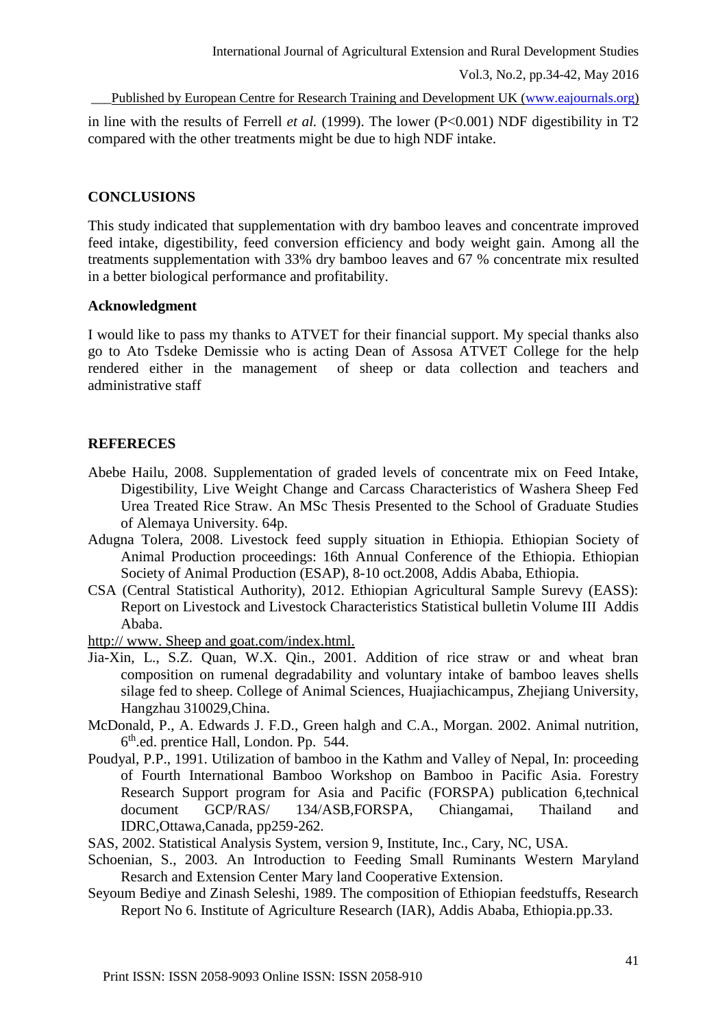in line with the results of Ferrell *et al.* (1999). The lower ($P<0.001$) NDF digestibility in T2 compared with the other treatments might be due to high NDF intake.

## CONCLUSIONS

This study indicated that supplementation with dry bamboo leaves and concentrate improved feed intake, digestibility, feed conversion efficiency and body weight gain. Among all the treatments supplementation with 33% dry bamboo leaves and 67 % concentrate mix resulted in a better biological performance and profitability.

### Acknowledgment

I would like to pass my thanks to ATVET for their financial support. My special thanks also go to Ato Tsdeke Demissie who is acting Dean of Assosa ATVET College for the help rendered either in the management of sheep or data collection and teachers and administrative staff

## REFERECES

Abebe Hailu, 2008. Supplementation of graded levels of concentrate mix on Feed Intake, Digestibility, Live Weight Change and Carcass Characteristics of Washera Sheep Fed Urea Treated Rice Straw. An MSc Thesis Presented to the School of Graduate Studies of Alemaya University. 64p.

Adugna Tolera, 2008. Livestock feed supply situation in Ethiopia. Ethiopian Society of Animal Production proceedings: 16th Annual Conference of the Ethiopia. Ethiopian Society of Animal Production (ESAP), 8-10 oct.2008, Addis Ababa, Ethiopia.

CSA (Central Statistical Authority), 2012. Ethiopian Agricultural Sample Surevy (EASS): Report on Livestock and Livestock Characteristics Statistical bulletin Volume III Addis Ababa.

http:// www. Sheep and goat.com/index.html.

Jia-Xin, L., S.Z. Quan, W.X. Qin., 2001. Addition of rice straw or and wheat bran composition on rumenal degradability and voluntary intake of bamboo leaves shells silage fed to sheep. College of Animal Sciences, Huajiachicampus, Zhejiang University, Hangzhau 310029,China.

McDonald, P., A. Edwards J. F.D., Green halgh and C.A., Morgan. 2002. Animal nutrition, 6th.ed. prentice Hall, London. Pp. 544.

Poudyal, P.P., 1991. Utilization of bamboo in the Kathm and Valley of Nepal, In: proceeding of Fourth International Bamboo Workshop on Bamboo in Pacific Asia. Forestry Research Support program for Asia and Pacific (FORSPA) publication 6,technical document GCP/RAS/ 134/ASB,FORSPA, Chiangamai, Thailand and IDRC,Ottawa,Canada, pp259-262.

SAS, 2002. Statistical Analysis System, version 9, Institute, Inc., Cary, NC, USA.

Schoenian, S., 2003. An Introduction to Feeding Small Ruminants Western Maryland Resarch and Extension Center Mary land Cooperative Extension.

Seyoum Bediye and Zinash Seleshi, 1989. The composition of Ethiopian feedstuffs, Research Report No 6. Institute of Agriculture Research (IAR), Addis Ababa, Ethiopia.pp.33.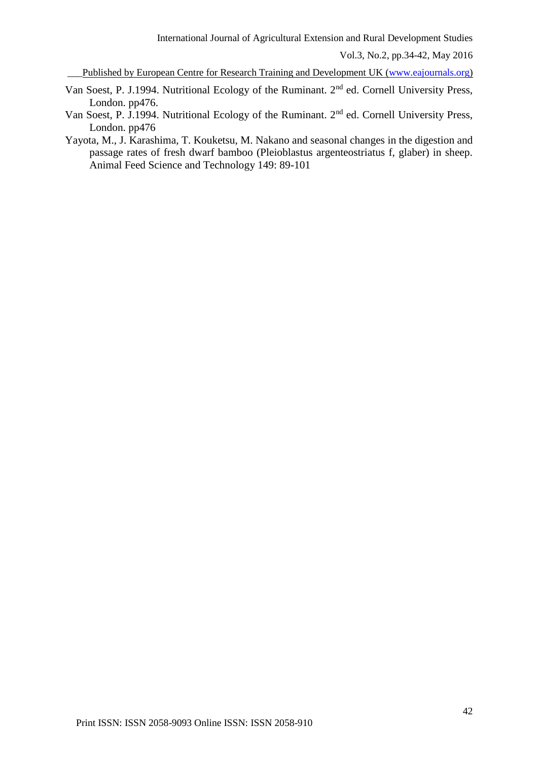Van Soest, P. J.1994. Nutritional Ecology of the Ruminant. 2nd ed. Cornell University Press, London. pp476.

Van Soest, P. J.1994. Nutritional Ecology of the Ruminant. 2nd ed. Cornell University Press, London. pp476

Yayota, M., J. Karashima, T. Kouketsu, M. Nakano and seasonal changes in the digestion and passage rates of fresh dwarf bamboo (Pleioblastus argenteostriatus f, glaber) in sheep. Animal Feed Science and Technology 149: 89-101